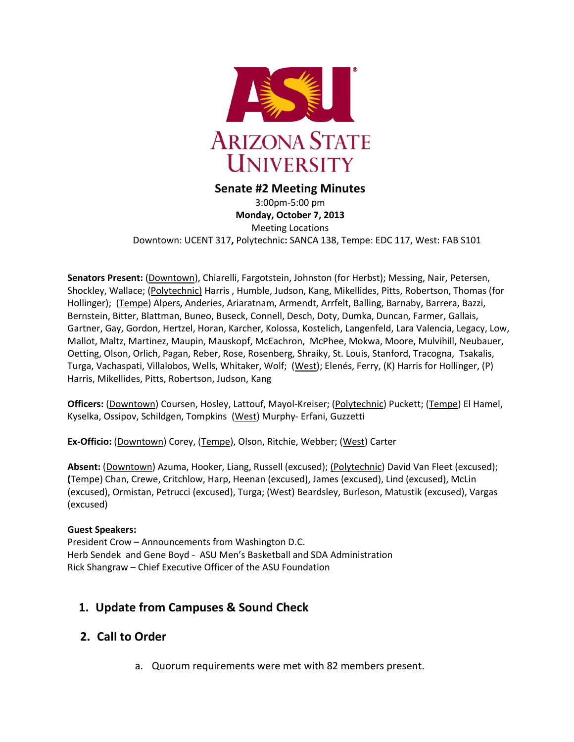ARIZONA STATE UNIVERSITY

# Senate #2 Meeting Minutes

3:00pm-5:00 pm
**Monday, October 7, 2013**
Meeting Locations
Downtown: UCENT 317**,** Polytechnic**:** SANCA 138, Tempe: EDC 117, West: FAB S101

**Senators Present:** (Downtown), Chiarelli, Fargotstein, Johnston (for Herbst); Messing, Nair, Petersen, Shockley, Wallace; (Polytechnic) Harris , Humble, Judson, Kang, Mikellides, Pitts, Robertson, Thomas (for Hollinger); (Tempe) Alpers, Anderies, Ariaratnam, Armendt, Arrfelt, Balling, Barnaby, Barrera, Bazzi, Bernstein, Bitter, Blattman, Buneo, Buseck, Connell, Desch, Doty, Dumka, Duncan, Farmer, Gallais, Gartner, Gay, Gordon, Hertzel, Horan, Karcher, Kolossa, Kostelich, Langenfeld, Lara Valencia, Legacy, Low, Mallot, Maltz, Martinez, Maupin, Mauskopf, McEachron, McPhee, Mokwa, Moore, Mulvihill, Neubauer, Oetting, Olson, Orlich, Pagan, Reber, Rose, Rosenberg, Shraiky, St. Louis, Stanford, Tracogna, Tsakalis, Turga, Vachaspati, Villalobos, Wells, Whitaker, Wolf; (West); Elenés, Ferry, (K) Harris for Hollinger, (P) Harris, Mikellides, Pitts, Robertson, Judson, Kang

**Officers:** (Downtown) Coursen, Hosley, Lattouf, Mayol-Kreiser; (Polytechnic) Puckett; (Tempe) El Hamel, Kyselka, Ossipov, Schildgen, Tompkins (West) Murphy- Erfani, Guzzetti

**Ex-Officio:** (Downtown) Corey, (Tempe), Olson, Ritchie, Webber; (West) Carter

**Absent:** (Downtown) Azuma, Hooker, Liang, Russell (excused); (Polytechnic) David Van Fleet (excused); **(**Tempe) Chan, Crewe, Critchlow, Harp, Heenan (excused), James (excused), Lind (excused), McLin (excused), Ormistan, Petrucci (excused), Turga; (West) Beardsley, Burleson, Matustik (excused), Vargas (excused)

**Guest Speakers:**
President Crow – Announcements from Washington D.C.
Herb Sendek and Gene Boyd - ASU Men's Basketball and SDA Administration
Rick Shangraw – Chief Executive Officer of the ASU Foundation

## 1. Update from Campuses & Sound Check

## 2. Call to Order

a. Quorum requirements were met with 82 members present.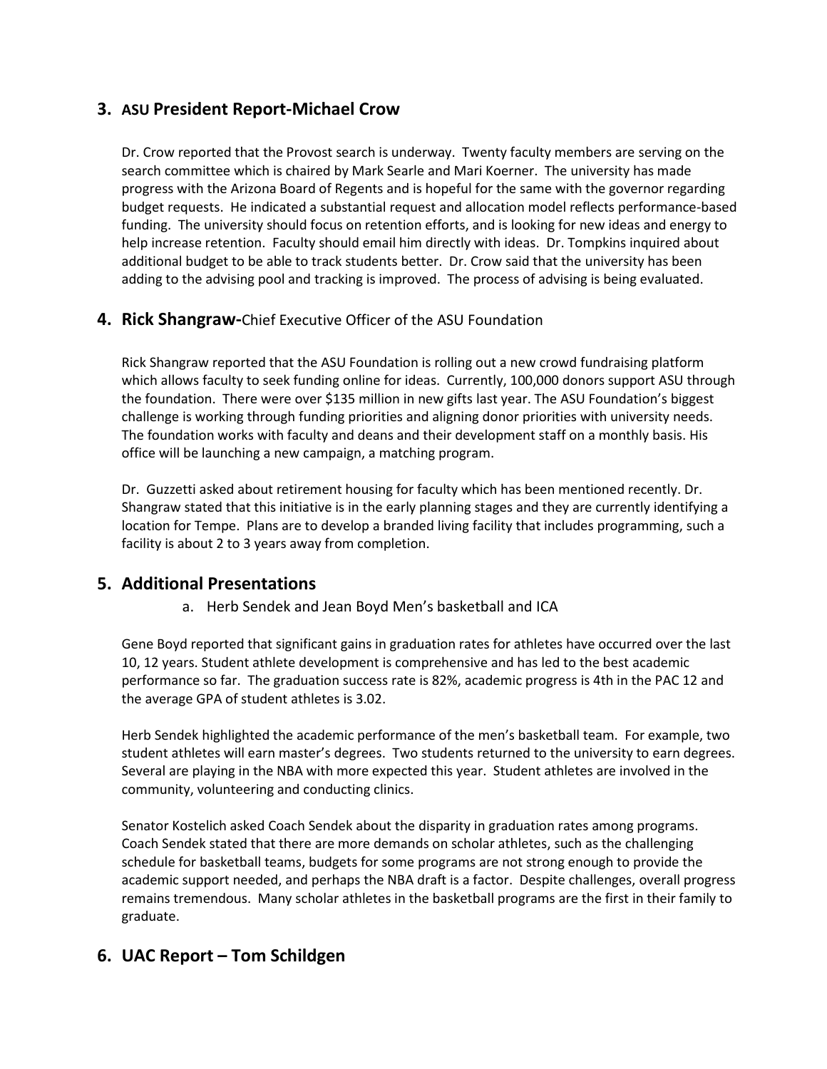## 3. ASU President Report-Michael Crow

Dr. Crow reported that the Provost search is underway. Twenty faculty members are serving on the search committee which is chaired by Mark Searle and Mari Koerner. The university has made progress with the Arizona Board of Regents and is hopeful for the same with the governor regarding budget requests. He indicated a substantial request and allocation model reflects performance-based funding. The university should focus on retention efforts, and is looking for new ideas and energy to help increase retention. Faculty should email him directly with ideas. Dr. Tompkins inquired about additional budget to be able to track students better. Dr. Crow said that the university has been adding to the advising pool and tracking is improved. The process of advising is being evaluated.

## 4. Rick Shangraw-Chief Executive Officer of the ASU Foundation

Rick Shangraw reported that the ASU Foundation is rolling out a new crowd fundraising platform which allows faculty to seek funding online for ideas. Currently, 100,000 donors support ASU through the foundation. There were over $135 million in new gifts last year. The ASU Foundation's biggest challenge is working through funding priorities and aligning donor priorities with university needs. The foundation works with faculty and deans and their development staff on a monthly basis. His office will be launching a new campaign, a matching program.

Dr. Guzzetti asked about retirement housing for faculty which has been mentioned recently. Dr. Shangraw stated that this initiative is in the early planning stages and they are currently identifying a location for Tempe. Plans are to develop a branded living facility that includes programming, such a facility is about 2 to 3 years away from completion.

## 5. Additional Presentations

a. Herb Sendek and Jean Boyd Men's basketball and ICA

Gene Boyd reported that significant gains in graduation rates for athletes have occurred over the last 10, 12 years. Student athlete development is comprehensive and has led to the best academic performance so far. The graduation success rate is 82%, academic progress is 4th in the PAC 12 and the average GPA of student athletes is 3.02.

Herb Sendek highlighted the academic performance of the men's basketball team. For example, two student athletes will earn master's degrees. Two students returned to the university to earn degrees. Several are playing in the NBA with more expected this year. Student athletes are involved in the community, volunteering and conducting clinics.

Senator Kostelich asked Coach Sendek about the disparity in graduation rates among programs. Coach Sendek stated that there are more demands on scholar athletes, such as the challenging schedule for basketball teams, budgets for some programs are not strong enough to provide the academic support needed, and perhaps the NBA draft is a factor. Despite challenges, overall progress remains tremendous. Many scholar athletes in the basketball programs are the first in their family to graduate.

## 6. UAC Report – Tom Schildgen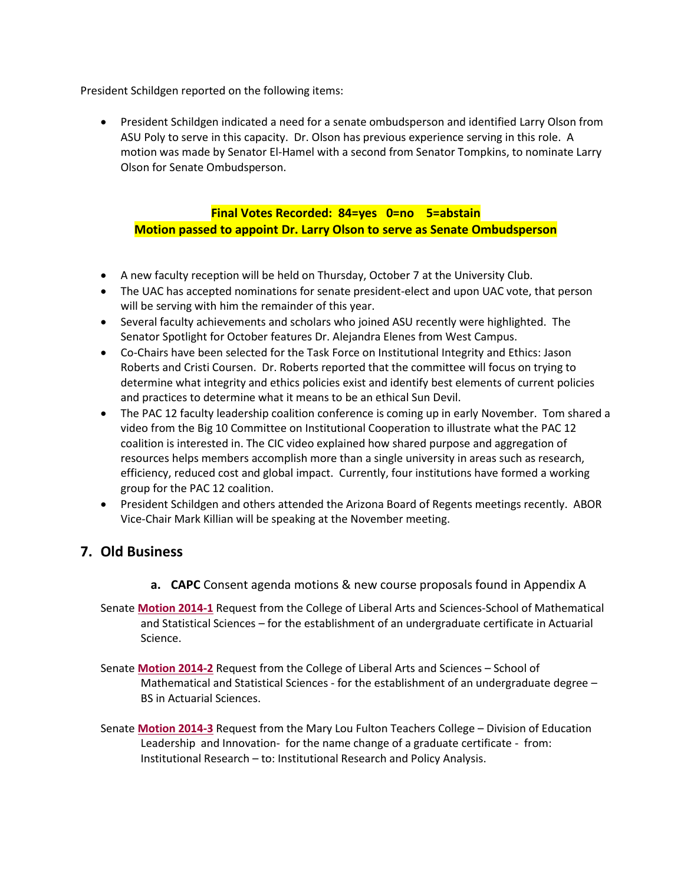President Schildgen reported on the following items:

- President Schildgen indicated a need for a senate ombudsperson and identified Larry Olson from ASU Poly to serve in this capacity. Dr. Olson has previous experience serving in this role. A motion was made by Senator El-Hamel with a second from Senator Tompkins, to nominate Larry Olson for Senate Ombudsperson.

**Final Votes Recorded: 84=yes 0=no 5=abstain**
**Motion passed to appoint Dr. Larry Olson to serve as Senate Ombudsperson**

- A new faculty reception will be held on Thursday, October 7 at the University Club.
- The UAC has accepted nominations for senate president-elect and upon UAC vote, that person will be serving with him the remainder of this year.
- Several faculty achievements and scholars who joined ASU recently were highlighted. The Senator Spotlight for October features Dr. Alejandra Elenes from West Campus.
- Co-Chairs have been selected for the Task Force on Institutional Integrity and Ethics: Jason Roberts and Cristi Coursen. Dr. Roberts reported that the committee will focus on trying to determine what integrity and ethics policies exist and identify best elements of current policies and practices to determine what it means to be an ethical Sun Devil.
- The PAC 12 faculty leadership coalition conference is coming up in early November. Tom shared a video from the Big 10 Committee on Institutional Cooperation to illustrate what the PAC 12 coalition is interested in. The CIC video explained how shared purpose and aggregation of resources helps members accomplish more than a single university in areas such as research, efficiency, reduced cost and global impact. Currently, four institutions have formed a working group for the PAC 12 coalition.
- President Schildgen and others attended the Arizona Board of Regents meetings recently. ABOR Vice-Chair Mark Killian will be speaking at the November meeting.

## 7. Old Business

**a. CAPC** Consent agenda motions & new course proposals found in Appendix A

Senate **Motion 2014-1** Request from the College of Liberal Arts and Sciences-School of Mathematical and Statistical Sciences – for the establishment of an undergraduate certificate in Actuarial Science.

Senate **Motion 2014-2** Request from the College of Liberal Arts and Sciences – School of Mathematical and Statistical Sciences - for the establishment of an undergraduate degree – BS in Actuarial Sciences.

Senate **Motion 2014-3** Request from the Mary Lou Fulton Teachers College – Division of Education Leadership and Innovation- for the name change of a graduate certificate - from: Institutional Research – to: Institutional Research and Policy Analysis.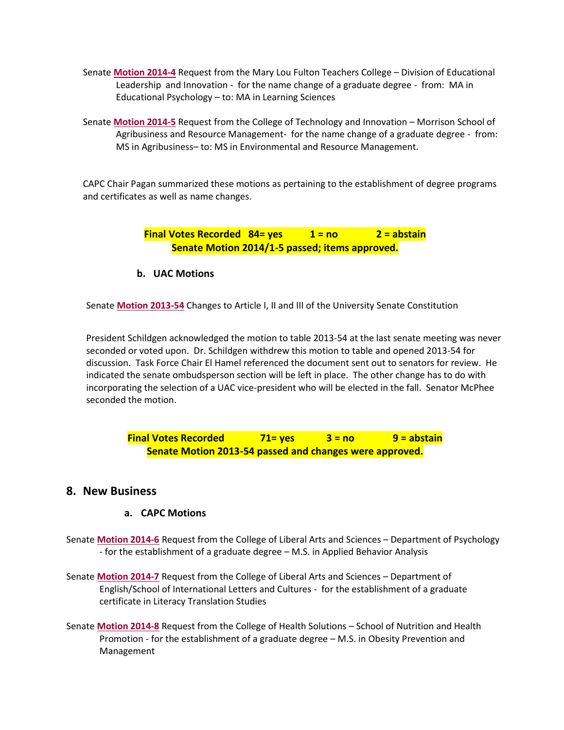Senate **Motion 2014-4** Request from the Mary Lou Fulton Teachers College – Division of Educational Leadership and Innovation - for the name change of a graduate degree - from: MA in Educational Psychology – to: MA in Learning Sciences

Senate **Motion 2014-5** Request from the College of Technology and Innovation – Morrison School of Agribusiness and Resource Management- for the name change of a graduate degree - from: MS in Agribusiness– to: MS in Environmental and Resource Management.

CAPC Chair Pagan summarized these motions as pertaining to the establishment of degree programs and certificates as well as name changes.

**Final Votes Recorded 84= yes 1 = no 2 = abstain**
**Senate Motion 2014/1-5 passed; items approved.**

**b. UAC Motions**

Senate **Motion 2013-54** Changes to Article I, II and III of the University Senate Constitution

President Schildgen acknowledged the motion to table 2013-54 at the last senate meeting was never seconded or voted upon. Dr. Schildgen withdrew this motion to table and opened 2013-54 for discussion. Task Force Chair El Hamel referenced the document sent out to senators for review. He indicated the senate ombudsperson section will be left in place. The other change has to do with incorporating the selection of a UAC vice-president who will be elected in the fall. Senator McPhee seconded the motion.

**Final Votes Recorded 71= yes 3 = no 9 = abstain**
**Senate Motion 2013-54 passed and changes were approved.**

## 8. New Business

**a. CAPC Motions**

Senate **Motion 2014-6** Request from the College of Liberal Arts and Sciences – Department of Psychology - for the establishment of a graduate degree – M.S. in Applied Behavior Analysis

Senate **Motion 2014-7** Request from the College of Liberal Arts and Sciences – Department of English/School of International Letters and Cultures - for the establishment of a graduate certificate in Literacy Translation Studies

Senate **Motion 2014-8** Request from the College of Health Solutions – School of Nutrition and Health Promotion - for the establishment of a graduate degree – M.S. in Obesity Prevention and Management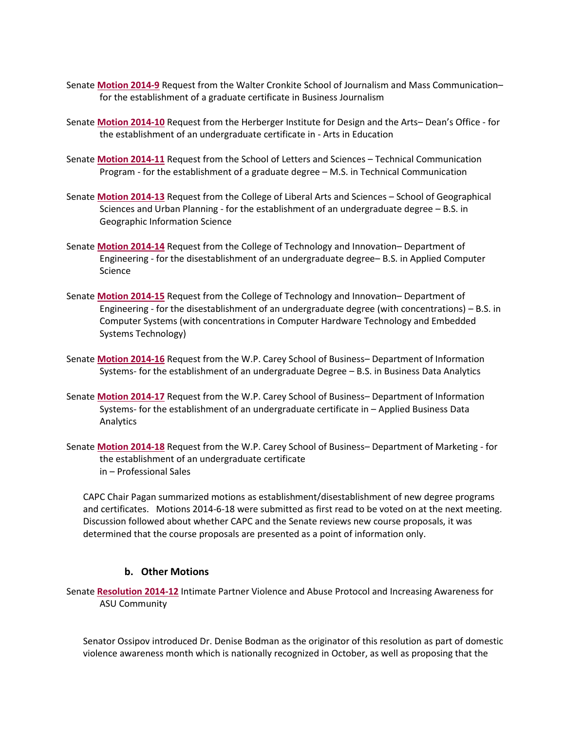Senate **Motion 2014-9** Request from the Walter Cronkite School of Journalism and Mass Communication– for the establishment of a graduate certificate in Business Journalism

Senate **Motion 2014-10** Request from the Herberger Institute for Design and the Arts– Dean's Office - for the establishment of an undergraduate certificate in - Arts in Education

Senate **Motion 2014-11** Request from the School of Letters and Sciences – Technical Communication Program - for the establishment of a graduate degree – M.S. in Technical Communication

Senate **Motion 2014-13** Request from the College of Liberal Arts and Sciences – School of Geographical Sciences and Urban Planning - for the establishment of an undergraduate degree – B.S. in Geographic Information Science

Senate **Motion 2014-14** Request from the College of Technology and Innovation– Department of Engineering - for the disestablishment of an undergraduate degree– B.S. in Applied Computer Science

Senate **Motion 2014-15** Request from the College of Technology and Innovation– Department of Engineering - for the disestablishment of an undergraduate degree (with concentrations) – B.S. in Computer Systems (with concentrations in Computer Hardware Technology and Embedded Systems Technology)

Senate **Motion 2014-16** Request from the W.P. Carey School of Business– Department of Information Systems- for the establishment of an undergraduate Degree – B.S. in Business Data Analytics

Senate **Motion 2014-17** Request from the W.P. Carey School of Business– Department of Information Systems- for the establishment of an undergraduate certificate in – Applied Business Data Analytics

Senate **Motion 2014-18** Request from the W.P. Carey School of Business– Department of Marketing - for the establishment of an undergraduate certificate in – Professional Sales

CAPC Chair Pagan summarized motions as establishment/disestablishment of new degree programs and certificates. Motions 2014-6-18 were submitted as first read to be voted on at the next meeting. Discussion followed about whether CAPC and the Senate reviews new course proposals, it was determined that the course proposals are presented as a point of information only.

### b. Other Motions

Senate **Resolution 2014-12** Intimate Partner Violence and Abuse Protocol and Increasing Awareness for ASU Community

Senator Ossipov introduced Dr. Denise Bodman as the originator of this resolution as part of domestic violence awareness month which is nationally recognized in October, as well as proposing that the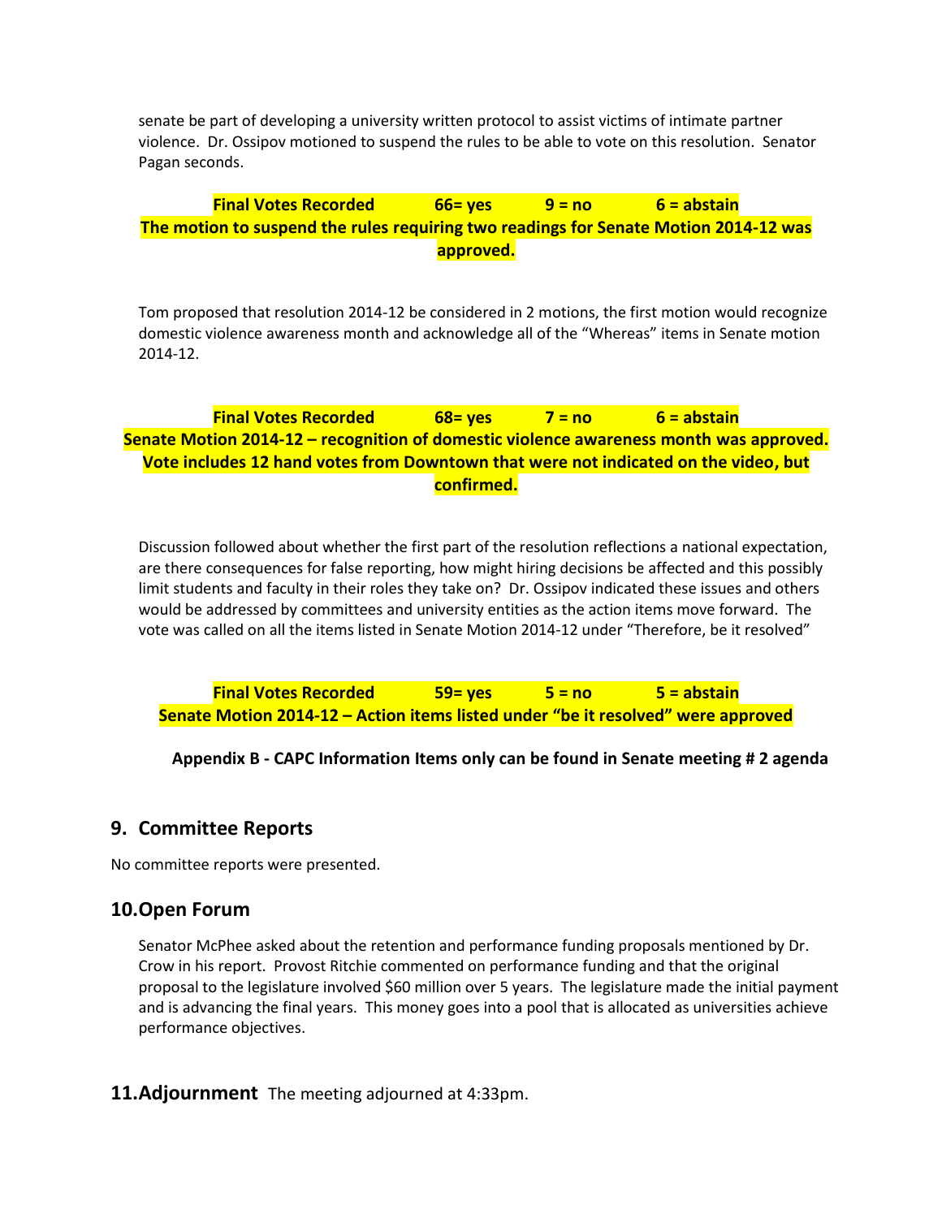senate be part of developing a university written protocol to assist victims of intimate partner violence. Dr. Ossipov motioned to suspend the rules to be able to vote on this resolution. Senator Pagan seconds.

**Final Votes Recorded 66= yes 9 = no 6 = abstain**
**The motion to suspend the rules requiring two readings for Senate Motion 2014-12 was approved.**

Tom proposed that resolution 2014-12 be considered in 2 motions, the first motion would recognize domestic violence awareness month and acknowledge all of the "Whereas" items in Senate motion 2014-12.

**Final Votes Recorded 68= yes 7 = no 6 = abstain**
**Senate Motion 2014-12 – recognition of domestic violence awareness month was approved. Vote includes 12 hand votes from Downtown that were not indicated on the video, but confirmed.**

Discussion followed about whether the first part of the resolution reflections a national expectation, are there consequences for false reporting, how might hiring decisions be affected and this possibly limit students and faculty in their roles they take on? Dr. Ossipov indicated these issues and others would be addressed by committees and university entities as the action items move forward. The vote was called on all the items listed in Senate Motion 2014-12 under "Therefore, be it resolved"

**Final Votes Recorded 59= yes 5 = no 5 = abstain**
**Senate Motion 2014-12 – Action items listed under "be it resolved" were approved**

**Appendix B - CAPC Information Items only can be found in Senate meeting # 2 agenda**

## 9. Committee Reports

No committee reports were presented.

## 10. Open Forum

Senator McPhee asked about the retention and performance funding proposals mentioned by Dr. Crow in his report. Provost Ritchie commented on performance funding and that the original proposal to the legislature involved $60 million over 5 years. The legislature made the initial payment and is advancing the final years. This money goes into a pool that is allocated as universities achieve performance objectives.

## 11. Adjournment

The meeting adjourned at 4:33pm.